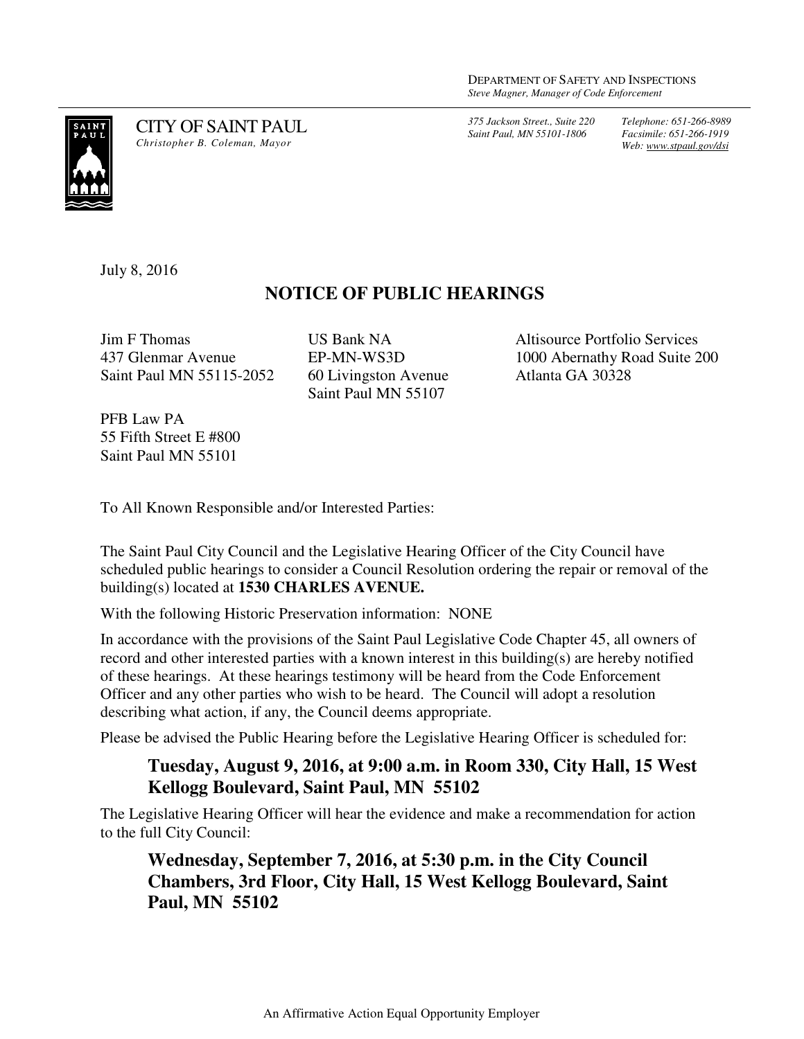DEPARTMENT OF SAFETY AND INSPECTIONS
*Steve Magner, Manager of Code Enforcement*

CITY OF SAINT PAUL
*Christopher B. Coleman, Mayor*

*375 Jackson Street., Suite 220*
*Saint Paul, MN 55101-1806*

*Telephone: 651-266-8989*
*Facsimile: 651-266-1919*
*Web: www.stpaul.gov/dsi*

July 8, 2016

## NOTICE OF PUBLIC HEARINGS

Jim F Thomas
437 Glenmar Avenue
Saint Paul MN 55115-2052

US Bank NA
EP-MN-WS3D
60 Livingston Avenue
Saint Paul MN 55107

Altisource Portfolio Services
1000 Abernathy Road Suite 200
Atlanta GA 30328

PFB Law PA
55 Fifth Street E #800
Saint Paul MN 55101

To All Known Responsible and/or Interested Parties:

The Saint Paul City Council and the Legislative Hearing Officer of the City Council have scheduled public hearings to consider a Council Resolution ordering the repair or removal of the building(s) located at **1530 CHARLES AVENUE.**

With the following Historic Preservation information: NONE

In accordance with the provisions of the Saint Paul Legislative Code Chapter 45, all owners of record and other interested parties with a known interest in this building(s) are hereby notified of these hearings. At these hearings testimony will be heard from the Code Enforcement Officer and any other parties who wish to be heard. The Council will adopt a resolution describing what action, if any, the Council deems appropriate.

Please be advised the Public Hearing before the Legislative Hearing Officer is scheduled for:

**Tuesday, August 9, 2016, at 9:00 a.m. in Room 330, City Hall, 15 West Kellogg Boulevard, Saint Paul, MN 55102**

The Legislative Hearing Officer will hear the evidence and make a recommendation for action to the full City Council:

**Wednesday, September 7, 2016, at 5:30 p.m. in the City Council Chambers, 3rd Floor, City Hall, 15 West Kellogg Boulevard, Saint Paul, MN 55102**

An Affirmative Action Equal Opportunity Employer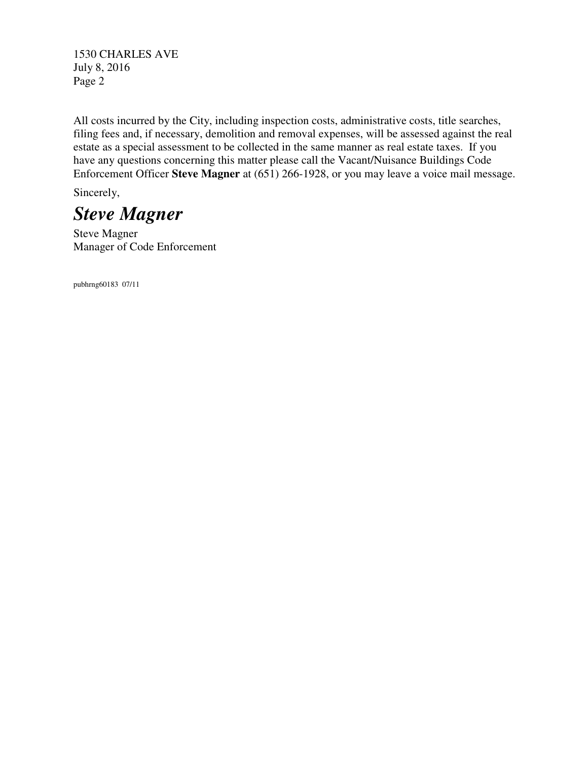All costs incurred by the City, including inspection costs, administrative costs, title searches, filing fees and, if necessary, demolition and removal expenses, will be assessed against the real estate as a special assessment to be collected in the same manner as real estate taxes. If you have any questions concerning this matter please call the Vacant/Nuisance Buildings Code Enforcement Officer **Steve Magner** at (651) 266-1928, or you may leave a voice mail message.

Sincerely,

***Steve Magner***

Steve Magner
Manager of Code Enforcement

pubhrng60183 07/11